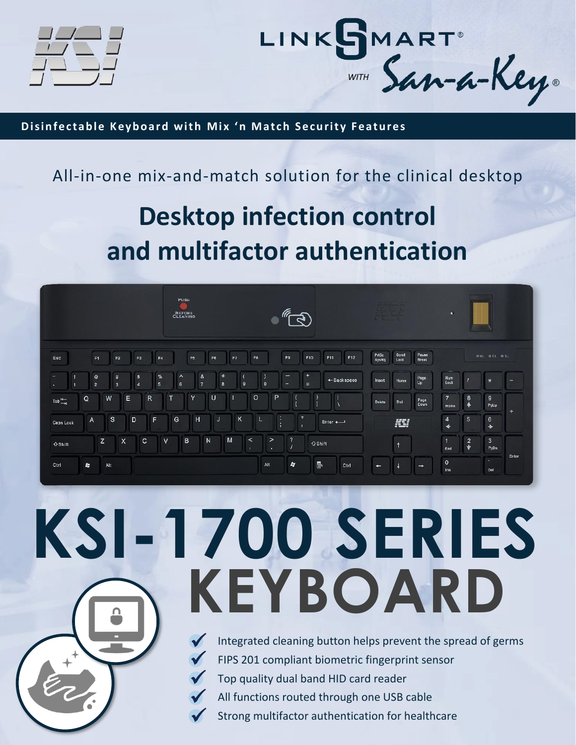KSI

LINKSMART® WITH San-a-Key®

**Disinfectable Keyboard with Mix 'n Match Security Features**

All-in-one mix-and-match solution for the clinical desktop

# Desktop infection control and multifactor authentication

# KSI-1700 SERIES KEYBOARD

- Integrated cleaning button helps prevent the spread of germs
- FIPS 201 compliant biometric fingerprint sensor
- Top quality dual band HID card reader
- All functions routed through one USB cable
- Strong multifactor authentication for healthcare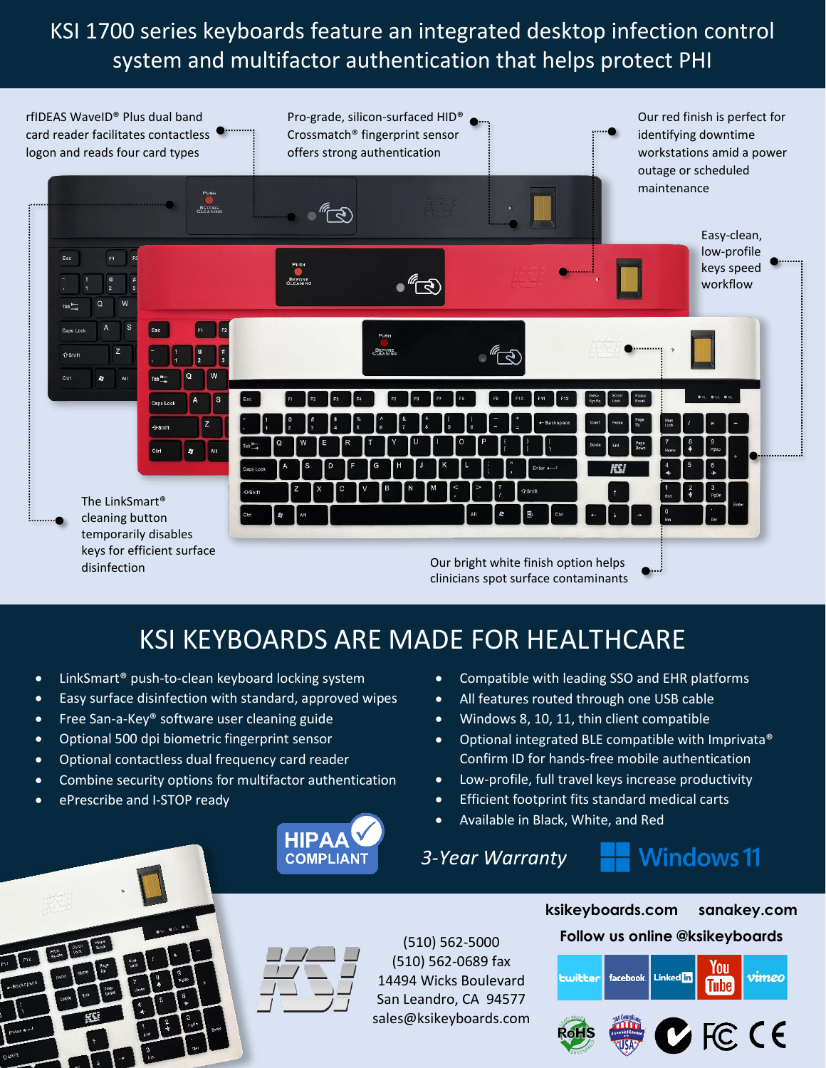# KSI 1700 series keyboards feature an integrated desktop infection control system and multifactor authentication that helps protect PHI

rfIDEAS WaveID® Plus dual band card reader facilitates contactless logon and reads four card types

Pro-grade, silicon-surfaced HID® Crossmatch® fingerprint sensor offers strong authentication

Our red finish is perfect for identifying downtime workstations amid a power outage or scheduled maintenance

Easy-clean, low-profile keys speed workflow

The LinkSmart® cleaning button temporarily disables keys for efficient surface disinfection

Our bright white finish option helps clinicians spot surface contaminants

## KSI KEYBOARDS ARE MADE FOR HEALTHCARE

- LinkSmart® push-to-clean keyboard locking system
- Easy surface disinfection with standard, approved wipes
- Free San-a-Key® software user cleaning guide
- Optional 500 dpi biometric fingerprint sensor
- Optional contactless dual frequency card reader
- Combine security options for multifactor authentication
- ePrescribe and I-STOP ready
- Compatible with leading SSO and EHR platforms
- All features routed through one USB cable
- Windows 8, 10, 11, thin client compatible
- Optional integrated BLE compatible with Imprivata® Confirm ID for hands-free mobile authentication
- Low-profile, full travel keys increase productivity
- Efficient footprint fits standard medical carts
- Available in Black, White, and Red

HIPAA COMPLIANT

*3-Year Warranty*

Windows 11

(510) 562-5000
(510) 562-0689 fax
14494 Wicks Boulevard
San Leandro, CA 94577
sales@ksikeyboards.com

**ksikeyboards.com** **sanakey.com**

**Follow us online @ksikeyboards**